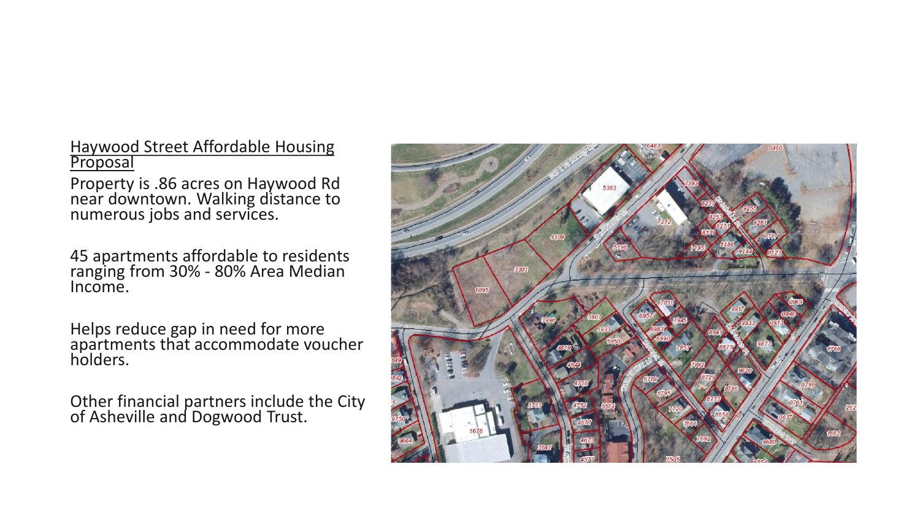## Haywood Street Affordable Housing Proposal

Property is .86 acres on Haywood Rd near downtown. Walking distance to numerous jobs and services.

45 apartments affordable to residents ranging from 30% - 80% Area Median Income.

Helps reduce gap in need for more apartments that accommodate voucher holders.

Other financial partners include the City of Asheville and Dogwood Trust.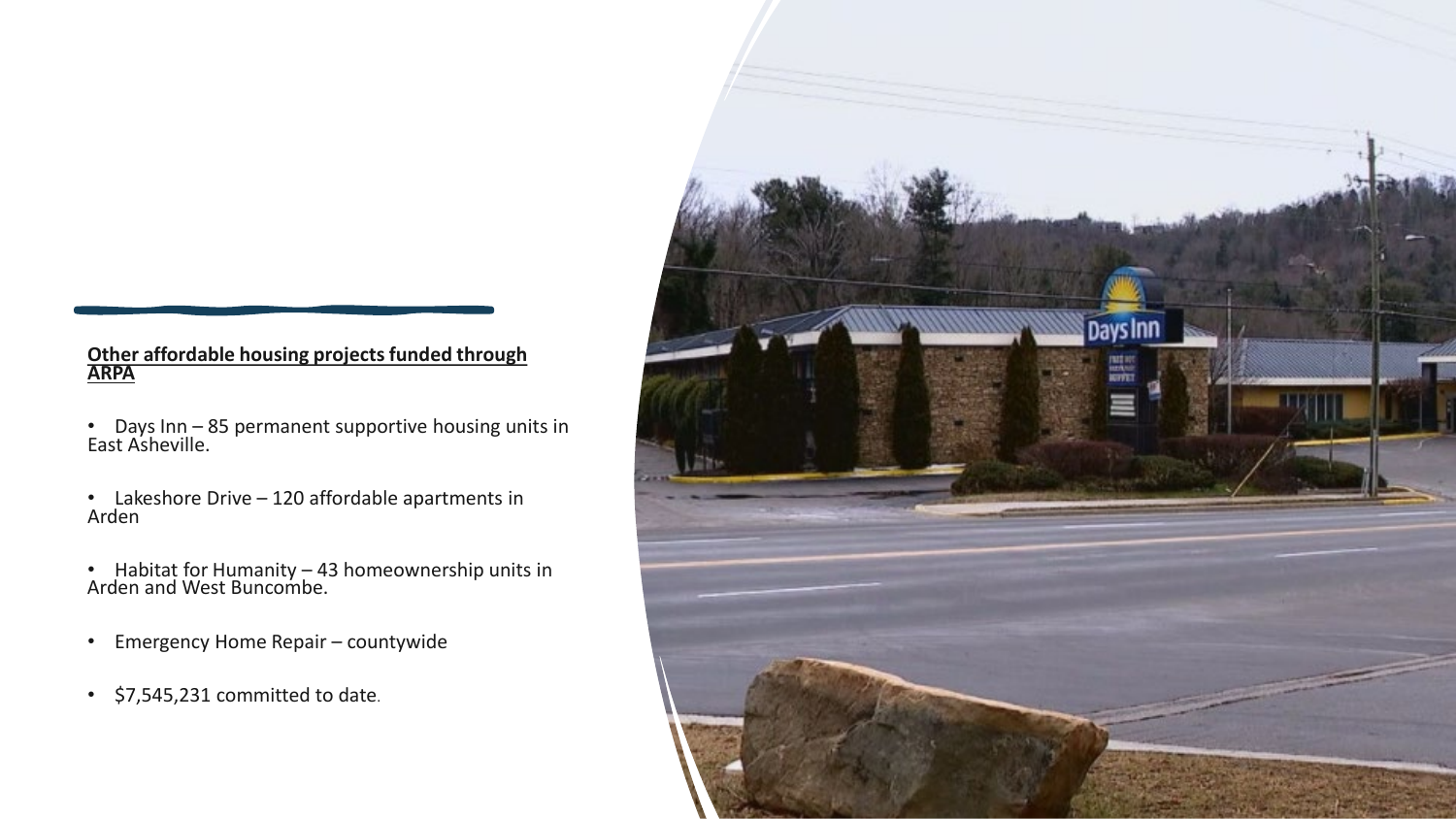**Other affordable housing projects funded through ARPA**

- Days Inn – 85 permanent supportive housing units in East Asheville.
- Lakeshore Drive – 120 affordable apartments in Arden
- Habitat for Humanity – 43 homeownership units in Arden and West Buncombe.
- Emergency Home Repair – countywide
- $7,545,231 committed to date.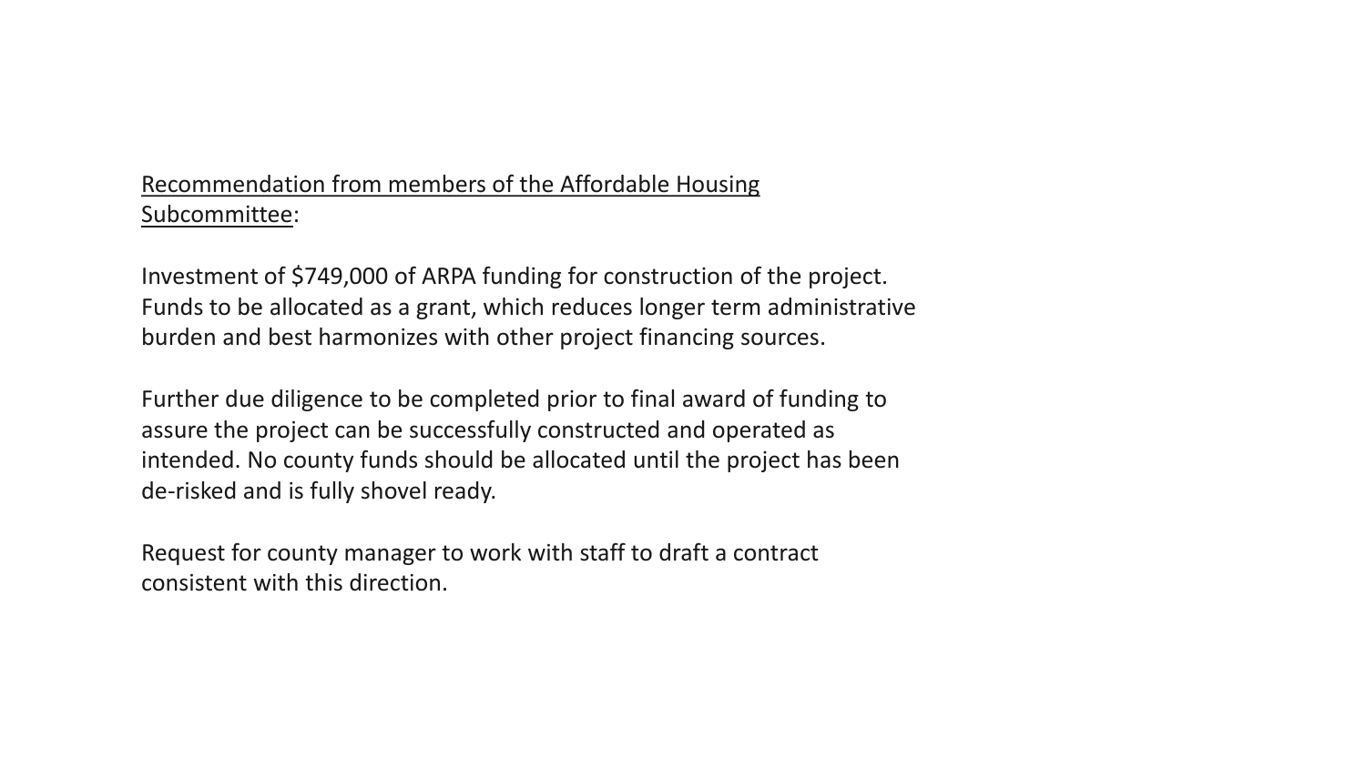<u>Recommendation from members of the Affordable Housing Subcommittee</u>:

Investment of $749,000 of ARPA funding for construction of the project. Funds to be allocated as a grant, which reduces longer term administrative burden and best harmonizes with other project financing sources.

Further due diligence to be completed prior to final award of funding to assure the project can be successfully constructed and operated as intended. No county funds should be allocated until the project has been de-risked and is fully shovel ready.

Request for county manager to work with staff to draft a contract consistent with this direction.